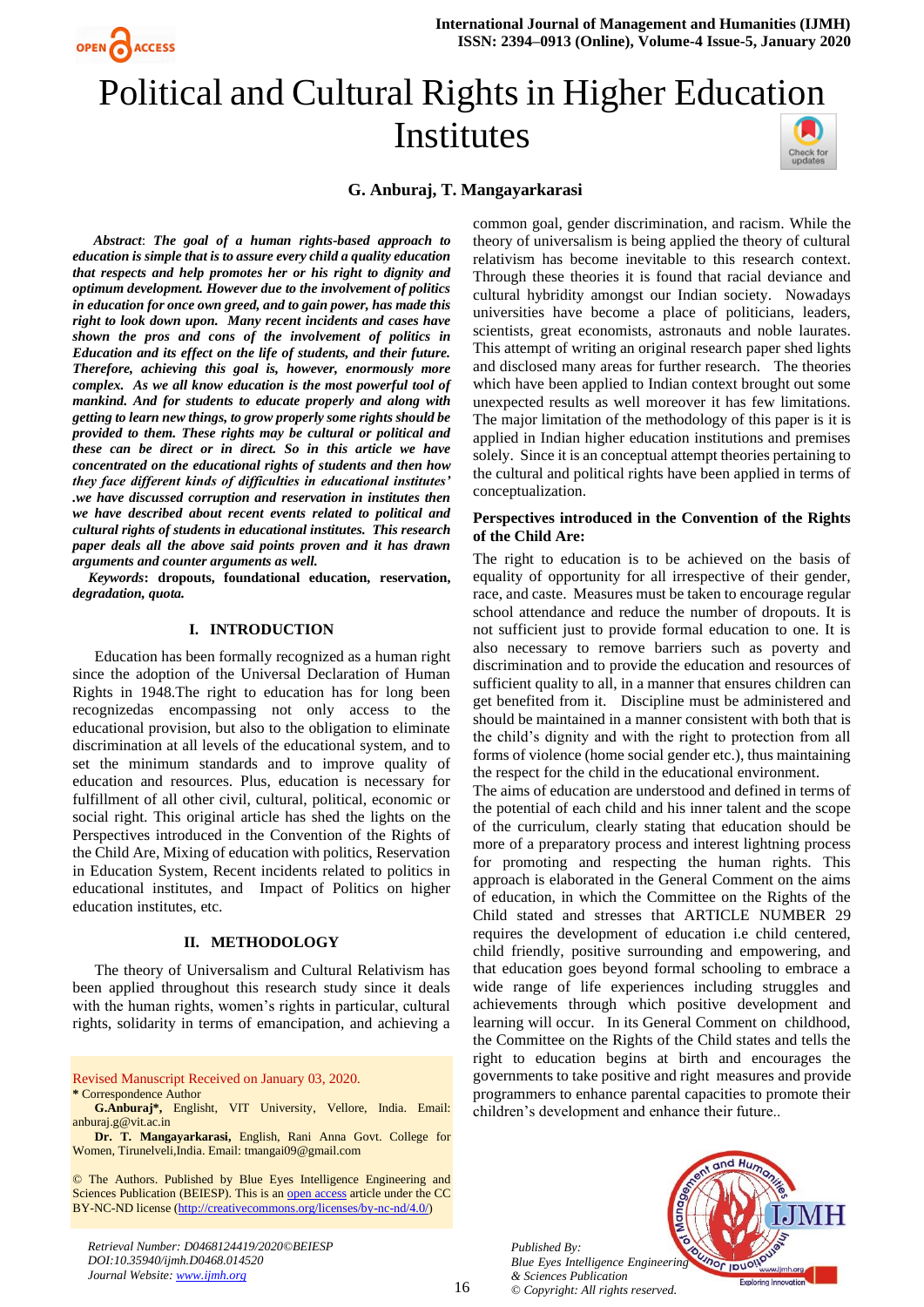# Political and Cultural Rights in Higher Education Institutes

**G. Anburaj, T. Mangayarkarasi**

***Abstract**: The goal of a human rights-based approach to education is simple that is to assure every child a quality education that respects and help promotes her or his right to dignity and optimum development. However due to the involvement of politics in education for once own greed, and to gain power, has made this right to look down upon. Many recent incidents and cases have shown the pros and cons of the involvement of politics in Education and its effect on the life of students, and their future. Therefore, achieving this goal is, however, enormously more complex. As we all know education is the most powerful tool of mankind. And for students to educate properly and along with getting to learn new things, to grow properly some rights should be provided to them. These rights may be cultural or political and these can be direct or in direct. So in this article we have concentrated on the educational rights of students and then how they face different kinds of difficulties in educational institutes' .we have discussed corruption and reservation in institutes then we have described about recent events related to political and cultural rights of students in educational institutes. This research paper deals all the above said points proven and it has drawn arguments and counter arguments as well.*

***Keywords*: dropouts, foundational education, reservation, degradation, quota.**

## I. INTRODUCTION

Education has been formally recognized as a human right since the adoption of the Universal Declaration of Human Rights in 1948.The right to education has for long been recognizedas encompassing not only access to the educational provision, but also to the obligation to eliminate discrimination at all levels of the educational system, and to set the minimum standards and to improve quality of education and resources. Plus, education is necessary for fulfillment of all other civil, cultural, political, economic or social right. This original article has shed the lights on the Perspectives introduced in the Convention of the Rights of the Child Are, Mixing of education with politics, Reservation in Education System, Recent incidents related to politics in educational institutes, and Impact of Politics on higher education institutes, etc.

## II. METHODOLOGY

The theory of Universalism and Cultural Relativism has been applied throughout this research study since it deals with the human rights, women's rights in particular, cultural rights, solidarity in terms of emancipation, and achieving a common goal, gender discrimination, and racism. While the theory of universalism is being applied the theory of cultural relativism has become inevitable to this research context. Through these theories it is found that racial deviance and cultural hybridity amongst our Indian society. Nowadays universities have become a place of politicians, leaders, scientists, great economists, astronauts and noble laurates. This attempt of writing an original research paper shed lights and disclosed many areas for further research. The theories which have been applied to Indian context brought out some unexpected results as well moreover it has few limitations. The major limitation of the methodology of this paper is it is applied in Indian higher education institutions and premises solely. Since it is an conceptual attempt theories pertaining to the cultural and political rights have been applied in terms of conceptualization.

### Perspectives introduced in the Convention of the Rights of the Child Are:

The right to education is to be achieved on the basis of equality of opportunity for all irrespective of their gender, race, and caste. Measures must be taken to encourage regular school attendance and reduce the number of dropouts. It is not sufficient just to provide formal education to one. It is also necessary to remove barriers such as poverty and discrimination and to provide the education and resources of sufficient quality to all, in a manner that ensures children can get benefited from it. Discipline must be administered and should be maintained in a manner consistent with both that is the child's dignity and with the right to protection from all forms of violence (home social gender etc.), thus maintaining the respect for the child in the educational environment.

The aims of education are understood and defined in terms of the potential of each child and his inner talent and the scope of the curriculum, clearly stating that education should be more of a preparatory process and interest lightning process for promoting and respecting the human rights. This approach is elaborated in the General Comment on the aims of education, in which the Committee on the Rights of the Child stated and stresses that ARTICLE NUMBER 29 requires the development of education i.e child centered, child friendly, positive surrounding and empowering, and that education goes beyond formal schooling to embrace a wide range of life experiences including struggles and achievements through which positive development and learning will occur. In its General Comment on childhood, the Committee on the Rights of the Child states and tells the right to education begins at birth and encourages the governments to take positive and right measures and provide programmers to enhance parental capacities to promote their children's development and enhance their future..

Revised Manuscript Received on January 03, 2020.

**\*** Correspondence Author

**G.Anburaj\*,** English, VIT University, Vellore, India. Email: anburaj.g@vit.ac.in

**Dr. T. Mangayarkarasi,** English, Rani Anna Govt. College for Women, Tirunelveli,India. Email: tmangai09@gmail.com

© The Authors. Published by Blue Eyes Intelligence Engineering and Sciences Publication (BEIESP). This is an open access article under the CC BY-NC-ND license (http://creativecommons.org/licenses/by-nc-nd/4.0/)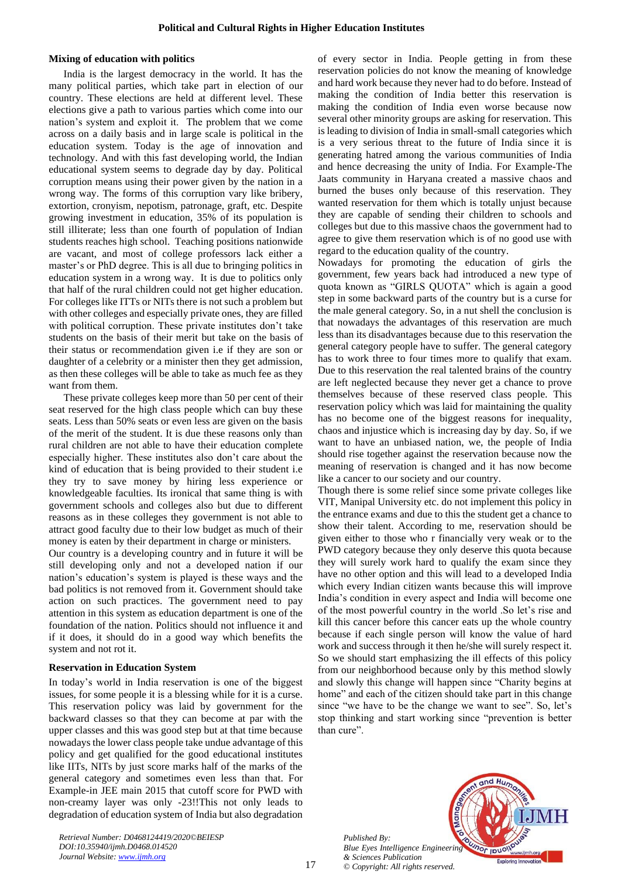### Mixing of education with politics

India is the largest democracy in the world. It has the many political parties, which take part in election of our country. These elections are held at different level. These elections give a path to various parties which come into our nation's system and exploit it. The problem that we come across on a daily basis and in large scale is political in the education system. Today is the age of innovation and technology. And with this fast developing world, the Indian educational system seems to degrade day by day. Political corruption means using their power given by the nation in a wrong way. The forms of this corruption vary like bribery, extortion, cronyism, nepotism, patronage, graft, etc. Despite growing investment in education, 35% of its population is still illiterate; less than one fourth of population of Indian students reaches high school. Teaching positions nationwide are vacant, and most of college professors lack either a master's or PhD degree. This is all due to bringing politics in education system in a wrong way. It is due to politics only that half of the rural children could not get higher education. For colleges like ITTs or NITs there is not such a problem but with other colleges and especially private ones, they are filled with political corruption. These private institutes don't take students on the basis of their merit but take on the basis of their status or recommendation given i.e if they are son or daughter of a celebrity or a minister then they get admission, as then these colleges will be able to take as much fee as they want from them.

These private colleges keep more than 50 per cent of their seat reserved for the high class people which can buy these seats. Less than 50% seats or even less are given on the basis of the merit of the student. It is due these reasons only than rural children are not able to have their education complete especially higher. These institutes also don't care about the kind of education that is being provided to their student i.e they try to save money by hiring less experience or knowledgeable faculties. Its ironical that same thing is with government schools and colleges also but due to different reasons as in these colleges they government is not able to attract good faculty due to their low budget as much of their money is eaten by their department in charge or ministers.

Our country is a developing country and in future it will be still developing only and not a developed nation if our nation's education's system is played is these ways and the bad politics is not removed from it. Government should take action on such practices. The government need to pay attention in this system as education department is one of the foundation of the nation. Politics should not influence it and if it does, it should do in a good way which benefits the system and not rot it.

### Reservation in Education System

In today's world in India reservation is one of the biggest issues, for some people it is a blessing while for it is a curse. This reservation policy was laid by government for the backward classes so that they can become at par with the upper classes and this was good step but at that time because nowadays the lower class people take undue advantage of this policy and get qualified for the good educational institutes like IITs, NITs by just score marks half of the marks of the general category and sometimes even less than that. For Example-in JEE main 2015 that cutoff score for PWD with non-creamy layer was only -23!!This not only leads to degradation of education system of India but also degradation of every sector in India. People getting in from these reservation policies do not know the meaning of knowledge and hard work because they never had to do before. Instead of making the condition of India better this reservation is making the condition of India even worse because now several other minority groups are asking for reservation. This is leading to division of India in small-small categories which is a very serious threat to the future of India since it is generating hatred among the various communities of India and hence decreasing the unity of India. For Example-The Jaats community in Haryana created a massive chaos and burned the buses only because of this reservation. They wanted reservation for them which is totally unjust because they are capable of sending their children to schools and colleges but due to this massive chaos the government had to agree to give them reservation which is of no good use with regard to the education quality of the country.

Nowadays for promoting the education of girls the government, few years back had introduced a new type of quota known as "GIRLS QUOTA" which is again a good step in some backward parts of the country but is a curse for the male general category. So, in a nut shell the conclusion is that nowadays the advantages of this reservation are much less than its disadvantages because due to this reservation the general category people have to suffer. The general category has to work three to four times more to qualify that exam. Due to this reservation the real talented brains of the country are left neglected because they never get a chance to prove themselves because of these reserved class people. This reservation policy which was laid for maintaining the quality has no become one of the biggest reasons for inequality, chaos and injustice which is increasing day by day. So, if we want to have an unbiased nation, we, the people of India should rise together against the reservation because now the meaning of reservation is changed and it has now become like a cancer to our society and our country.

Though there is some relief since some private colleges like VIT, Manipal University etc. do not implement this policy in the entrance exams and due to this the student get a chance to show their talent. According to me, reservation should be given either to those who r financially very weak or to the PWD category because they only deserve this quota because they will surely work hard to qualify the exam since they have no other option and this will lead to a developed India which every Indian citizen wants because this will improve India's condition in every aspect and India will become one of the most powerful country in the world .So let's rise and kill this cancer before this cancer eats up the whole country because if each single person will know the value of hard work and success through it then he/she will surely respect it. So we should start emphasizing the ill effects of this policy from our neighborhood because only by this method slowly and slowly this change will happen since "Charity begins at home" and each of the citizen should take part in this change since "we have to be the change we want to see". So, let's stop thinking and start working since "prevention is better than cure".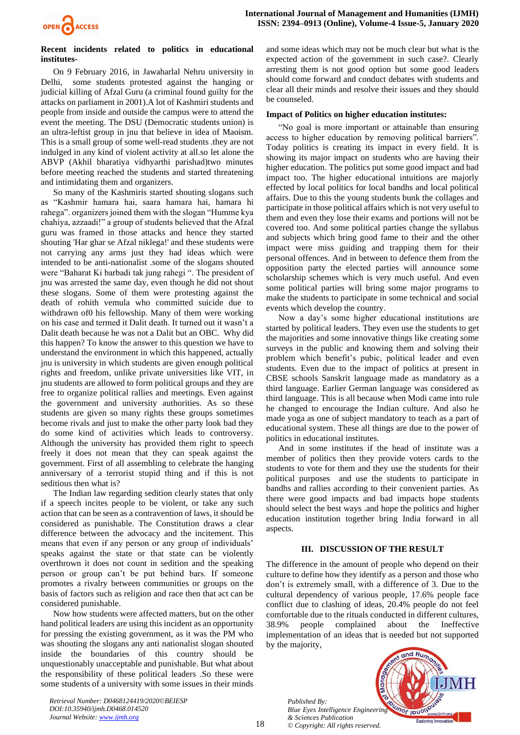**Recent incidents related to politics in educational institutes-**

On 9 February 2016, in Jawaharlal Nehru university in Delhi, some students protested against the hanging or judicial killing of Afzal Guru (a criminal found guilty for the attacks on parliament in 2001).A lot of Kashmiri students and people from inside and outside the campus were to attend the event the meeting. The DSU (Democratic students union) is an ultra-leftist group in jnu that believe in idea of Maoism. This is a small group of some well-read students .they are not indulged in any kind of violent activity at all.so let alone the ABVP (Akhil bharatiya vidhyarthi parishad)two minutes before meeting reached the students and started threatening and intimidating them and organizers.

So many of the Kashmiris started shouting slogans such as "Kashmir hamara hai, saara hamara hai, hamara hi rahega". organizers joined them with the slogan "Humme kya chahiya, azzaadi!" a group of students believed that the Afzal guru was framed in those attacks and hence they started shouting 'Har ghar se Afzal niklega!' and these students were not carrying any arms just they had ideas which were intended to be anti-nationalist .some of the slogans shouted were "Baharat Ki barbadi tak jung rahegi ". The president of jnu was arrested the same day, even though he did not shout these slogans. Some of them were protesting against the death of rohith vemula who committed suicide due to withdrawn of0 his fellowship. Many of them were working on his case and termed it Dalit death. It turned out it wasn't a Dalit death because he was not a Dalit but an OBC. Why did this happen? To know the answer to this question we have to understand the environment in which this happened, actually jnu is university in which students are given enough political rights and freedom, unlike private universities like VIT, in jnu students are allowed to form political groups and they are free to organize political rallies and meetings. Even against the government and university authorities. As so these students are given so many rights these groups sometimes become rivals and just to make the other party look bad they do some kind of activities which leads to controversy. Although the university has provided them right to speech freely it does not mean that they can speak against the government. First of all assembling to celebrate the hanging anniversary of a terrorist stupid thing and if this is not seditious then what is?

The Indian law regarding sedition clearly states that only if a speech incites people to be violent, or take any such action that can be seen as a contravention of laws, it should be considered as punishable. The Constitution draws a clear difference between the advocacy and the incitement. This means that even if any person or any group of individuals' speaks against the state or that state can be violently overthrown it does not count in sedition and the speaking person or group can't be put behind bars. If someone promotes a rivalry between communities or groups on the basis of factors such as religion and race then that act can be considered punishable.

Now how students were affected matters, but on the other hand political leaders are using this incident as an opportunity for pressing the existing government, as it was the PM who was shouting the slogans any anti nationalist slogan shouted inside the boundaries of this country should be unquestionably unacceptable and punishable. But what about the responsibility of these political leaders .So these were some students of a university with some issues in their minds and some ideas which may not be much clear but what is the expected action of the government in such case?. Clearly arresting them is not good option but some good leaders should come forward and conduct debates with students and clear all their minds and resolve their issues and they should be counseled.

**Impact of Politics on higher education institutes:**

"No goal is more important or attainable than ensuring access to higher education by removing political barriers". Today politics is creating its impact in every field. It is showing its major impact on students who are having their higher education. The politics put some good impact and bad impact too. The higher educational intuitions are majorly effected by local politics for local bandhs and local political affairs. Due to this the young students bunk the collages and participate in those political affairs which is not very useful to them and even they lose their exams and portions will not be covered too. And some political parties change the syllabus and subjects which bring good fame to their and the other impact were miss guiding and trapping them for their personal offences. And in between to defence them from the opposition party the elected parties will announce some scholarship schemes which is very much useful. And even some political parties will bring some major programs to make the students to participate in some technical and social events which develop the country.

Now a day's some higher educational institutions are started by political leaders. They even use the students to get the majorities and some innovative things like creating some surveys in the public and knowing them and solving their problem which benefit's pubic, political leader and even students. Even due to the impact of politics at present in CBSE schools Sanskrit language made as mandatory as a third language. Earlier German language was considered as third language. This is all because when Modi came into rule he changed to encourage the Indian culture. And also he made yoga as one of subject mandatory to teach as a part of educational system. These all things are due to the power of politics in educational institutes.

And in some institutes if the head of institute was a member of politics then they provide voters cards to the students to vote for them and they use the students for their political purposes and use the students to participate in bandhs and rallies according to their convenient parties. As there were good impacts and bad impacts hope students should select the best ways .and hope the politics and higher education institution together bring India forward in all aspects.

## III. DISCUSSION OF THE RESULT

The difference in the amount of people who depend on their culture to define how they identify as a person and those who don't is extremely small, with a difference of 3. Due to the cultural dependency of various people, 17.6% people face conflict due to clashing of ideas, 20.4% people do not feel comfortable due to the rituals conducted in different cultures, 38.9% people complained about the Ineffective implementation of an ideas that is needed but not supported by the majority,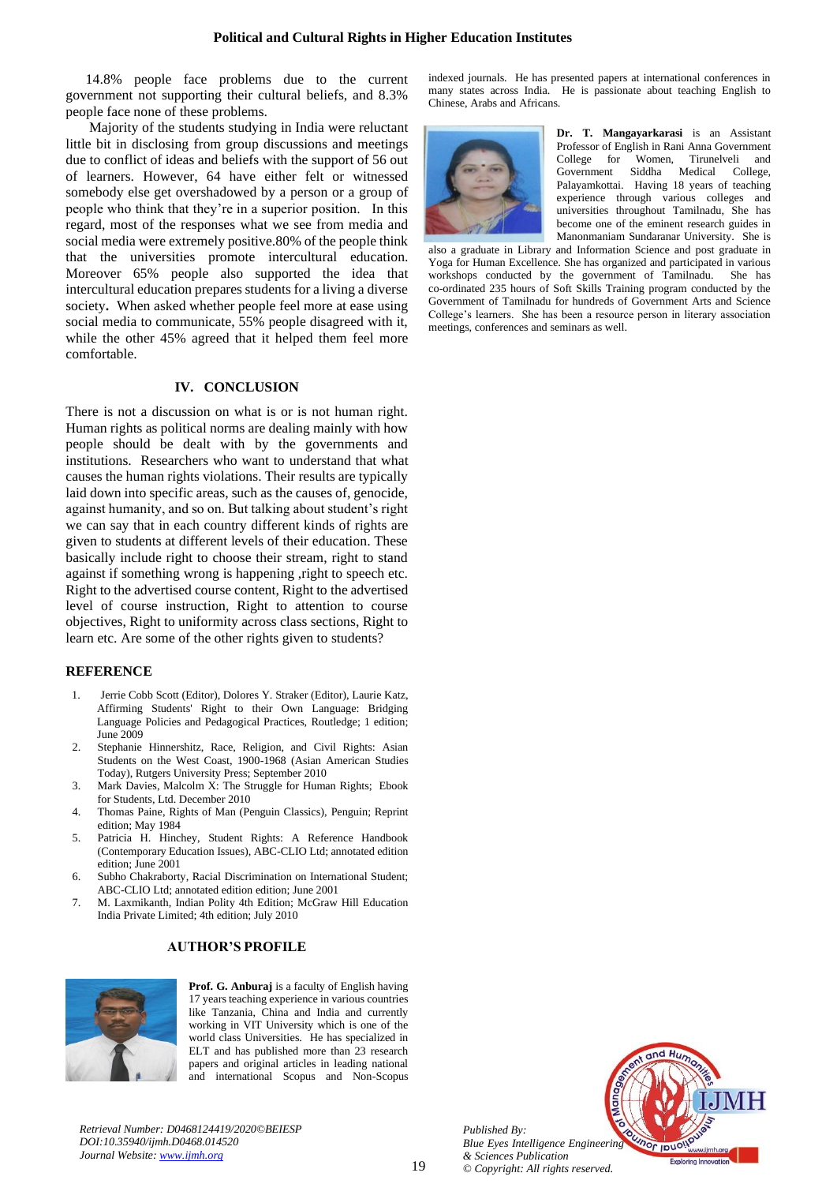14.8% people face problems due to the current government not supporting their cultural beliefs, and 8.3% people face none of these problems.

Majority of the students studying in India were reluctant little bit in disclosing from group discussions and meetings due to conflict of ideas and beliefs with the support of 56 out of learners. However, 64 have either felt or witnessed somebody else get overshadowed by a person or a group of people who think that they're in a superior position. In this regard, most of the responses what we see from media and social media were extremely positive.80% of the people think that the universities promote intercultural education. Moreover 65% people also supported the idea that intercultural education prepares students for a living a diverse society**.** When asked whether people feel more at ease using social media to communicate, 55% people disagreed with it, while the other 45% agreed that it helped them feel more comfortable.

## IV. CONCLUSION

There is not a discussion on what is or is not human right. Human rights as political norms are dealing mainly with how people should be dealt with by the governments and institutions. Researchers who want to understand that what causes the human rights violations. Their results are typically laid down into specific areas, such as the causes of, genocide, against humanity, and so on. But talking about student's right we can say that in each country different kinds of rights are given to students at different levels of their education. These basically include right to choose their stream, right to stand against if something wrong is happening ,right to speech etc. Right to the advertised course content, Right to the advertised level of course instruction, Right to attention to course objectives, Right to uniformity across class sections, Right to learn etc. Are some of the other rights given to students?

## REFERENCE

1. Jerrie Cobb Scott (Editor), Dolores Y. Straker (Editor), Laurie Katz, Affirming Students' Right to their Own Language: Bridging Language Policies and Pedagogical Practices, Routledge; 1 edition; June 2009
2. Stephanie Hinnershitz, Race, Religion, and Civil Rights: Asian Students on the West Coast, 1900-1968 (Asian American Studies Today), Rutgers University Press; September 2010
3. Mark Davies, Malcolm X: The Struggle for Human Rights; Ebook for Students, Ltd. December 2010
4. Thomas Paine, Rights of Man (Penguin Classics), Penguin; Reprint edition; May 1984
5. Patricia H. Hinchey, Student Rights: A Reference Handbook (Contemporary Education Issues), ABC-CLIO Ltd; annotated edition edition; June 2001
6. Subho Chakraborty, Racial Discrimination on International Student; ABC-CLIO Ltd; annotated edition edition; June 2001
7. M. Laxmikanth, Indian Polity 4th Edition; McGraw Hill Education India Private Limited; 4th edition; July 2010

## AUTHOR'S PROFILE

**Prof. G. Anburaj** is a faculty of English having 17 years teaching experience in various countries like Tanzania, China and India and currently working in VIT University which is one of the world class Universities. He has specialized in ELT and has published more than 23 research papers and original articles in leading national and international Scopus and Non-Scopus indexed journals. He has presented papers at international conferences in many states across India. He is passionate about teaching English to Chinese, Arabs and Africans.

**Dr. T. Mangayarkarasi** is an Assistant Professor of English in Rani Anna Government College for Women, Tirunelveli and Government Siddha Medical College, Palayamkottai. Having 18 years of teaching experience through various colleges and universities throughout Tamilnadu, She has become one of the eminent research guides in Manonmaniam Sundaranar University. She is also a graduate in Library and Information Science and post graduate in Yoga for Human Excellence. She has organized and participated in various workshops conducted by the government of Tamilnadu. She has co-ordinated 235 hours of Soft Skills Training program conducted by the Government of Tamilnadu for hundreds of Government Arts and Science College's learners. She has been a resource person in literary association meetings, conferences and seminars as well.